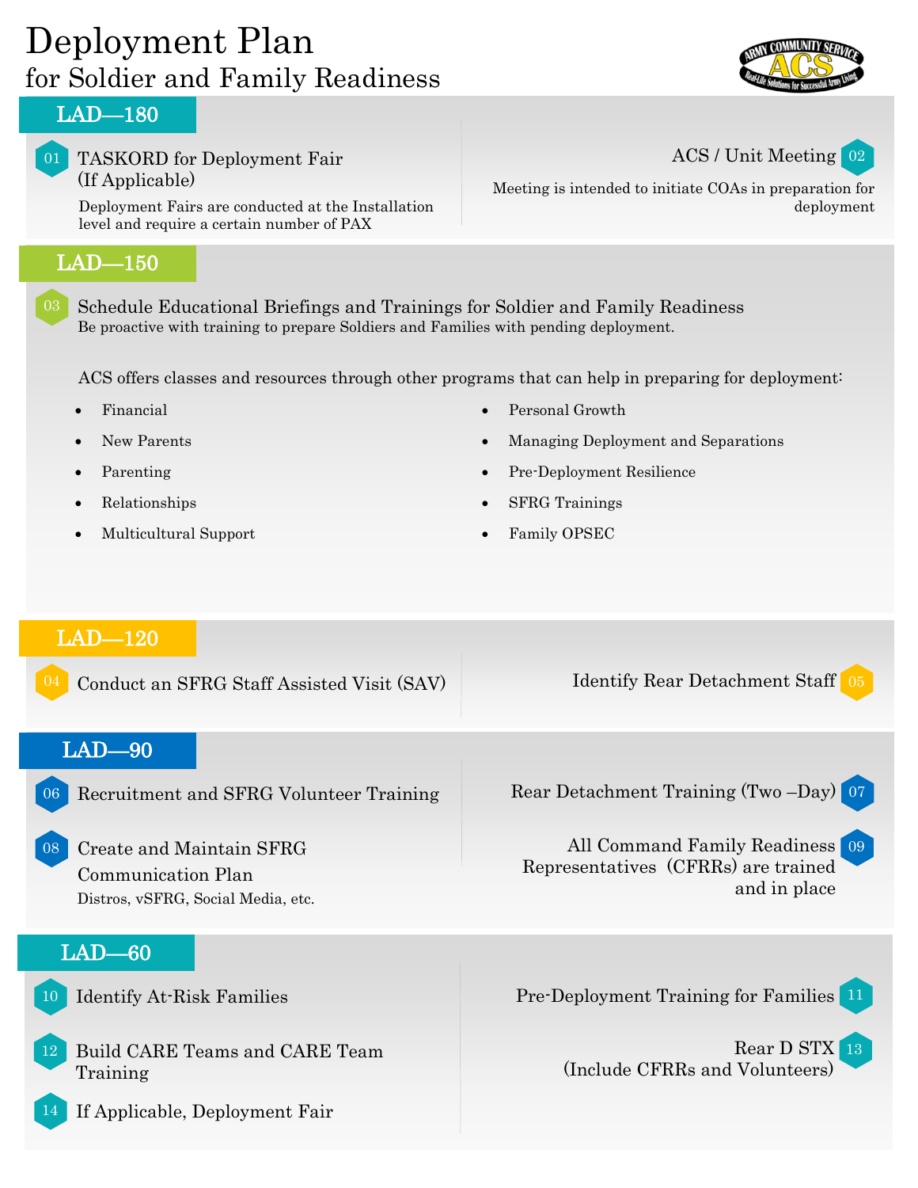# Deployment Plan
## for Soldier and Family Readiness

## LAD—180

01 TASKORD for Deployment Fair (If Applicable)

Deployment Fairs are conducted at the Installation level and require a certain number of PAX

02 ACS / Unit Meeting

Meeting is intended to initiate COAs in preparation for deployment

## LAD—150

03 Schedule Educational Briefings and Trainings for Soldier and Family Readiness

Be proactive with training to prepare Soldiers and Families with pending deployment.

ACS offers classes and resources through other programs that can help in preparing for deployment:

- Financial
- New Parents
- Parenting
- Relationships
- Multicultural Support
- Personal Growth
- Managing Deployment and Separations
- Pre-Deployment Resilience
- SFRG Trainings
- Family OPSEC

## LAD—120

04 Conduct an SFRG Staff Assisted Visit (SAV)

05 Identify Rear Detachment Staff

## LAD—90

06 Recruitment and SFRG Volunteer Training

07 Rear Detachment Training (Two –Day)

08 Create and Maintain SFRG Communication Plan

Distros, vSFRG, Social Media, etc.

09 All Command Family Readiness Representatives (CFRRs) are trained and in place

## LAD—60

10 Identify At-Risk Families

11 Pre-Deployment Training for Families

12 Build CARE Teams and CARE Team Training

13 Rear D STX (Include CFRRs and Volunteers)

14 If Applicable, Deployment Fair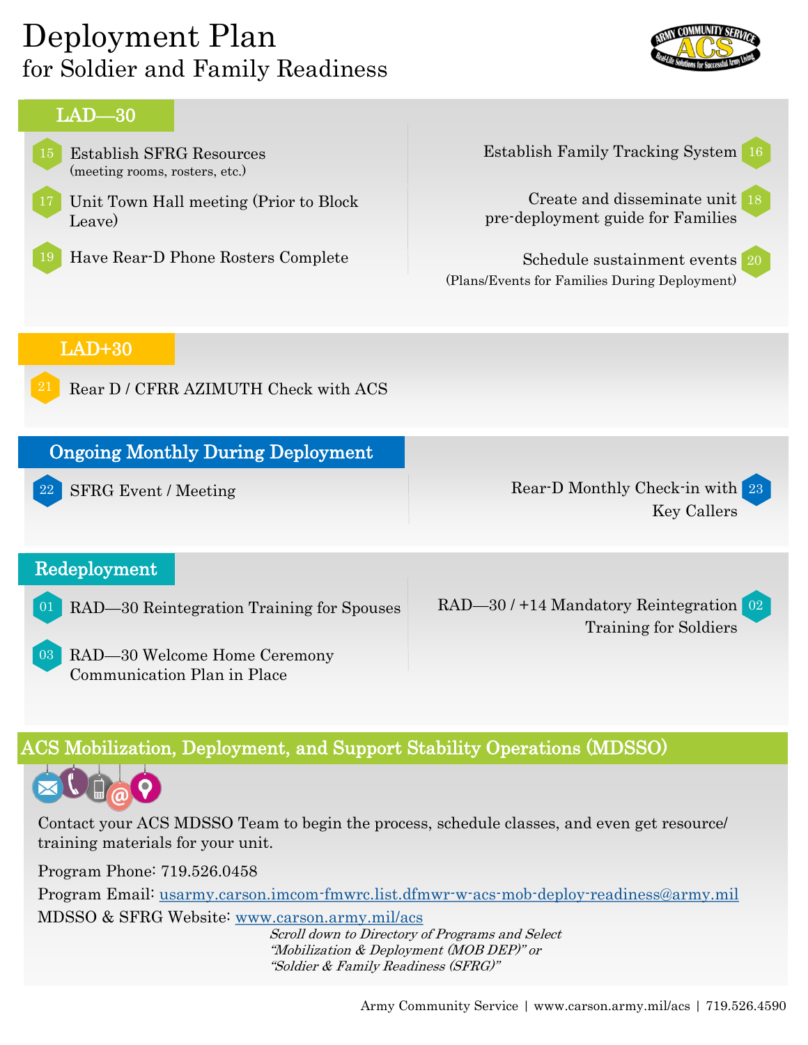# Deployment Plan

## for Soldier and Family Readiness

### LAD—30

- 15 Establish SFRG Resources (meeting rooms, rosters, etc.)
- 16 Establish Family Tracking System
- 17 Unit Town Hall meeting (Prior to Block Leave)
- 18 Create and disseminate unit pre-deployment guide for Families
- 19 Have Rear-D Phone Rosters Complete
- 20 Schedule sustainment events (Plans/Events for Families During Deployment)

### LAD+30

- 21 Rear D / CFRR AZIMUTH Check with ACS

### Ongoing Monthly During Deployment

- 22 SFRG Event / Meeting
- 23 Rear-D Monthly Check-in with Key Callers

### Redeployment

- 01 RAD—30 Reintegration Training for Spouses
- 02 RAD—30 / +14 Mandatory Reintegration Training for Soldiers
- 03 RAD—30 Welcome Home Ceremony Communication Plan in Place

### ACS Mobilization, Deployment, and Support Stability Operations (MDSSO)

Contact your ACS MDSSO Team to begin the process, schedule classes, and even get resource/ training materials for your unit.

Program Phone: 719.526.0458

Program Email: usarmy.carson.imcom-fmwrc.list.dfmwr-w-acs-mob-deploy-readiness@army.mil

MDSSO & SFRG Website: www.carson.army.mil/acs

*Scroll down to Directory of Programs and Select "Mobilization & Deployment (MOB DEP)" or "Soldier & Family Readiness (SFRG)"*

Army Community Service | www.carson.army.mil/acs | 719.526.4590